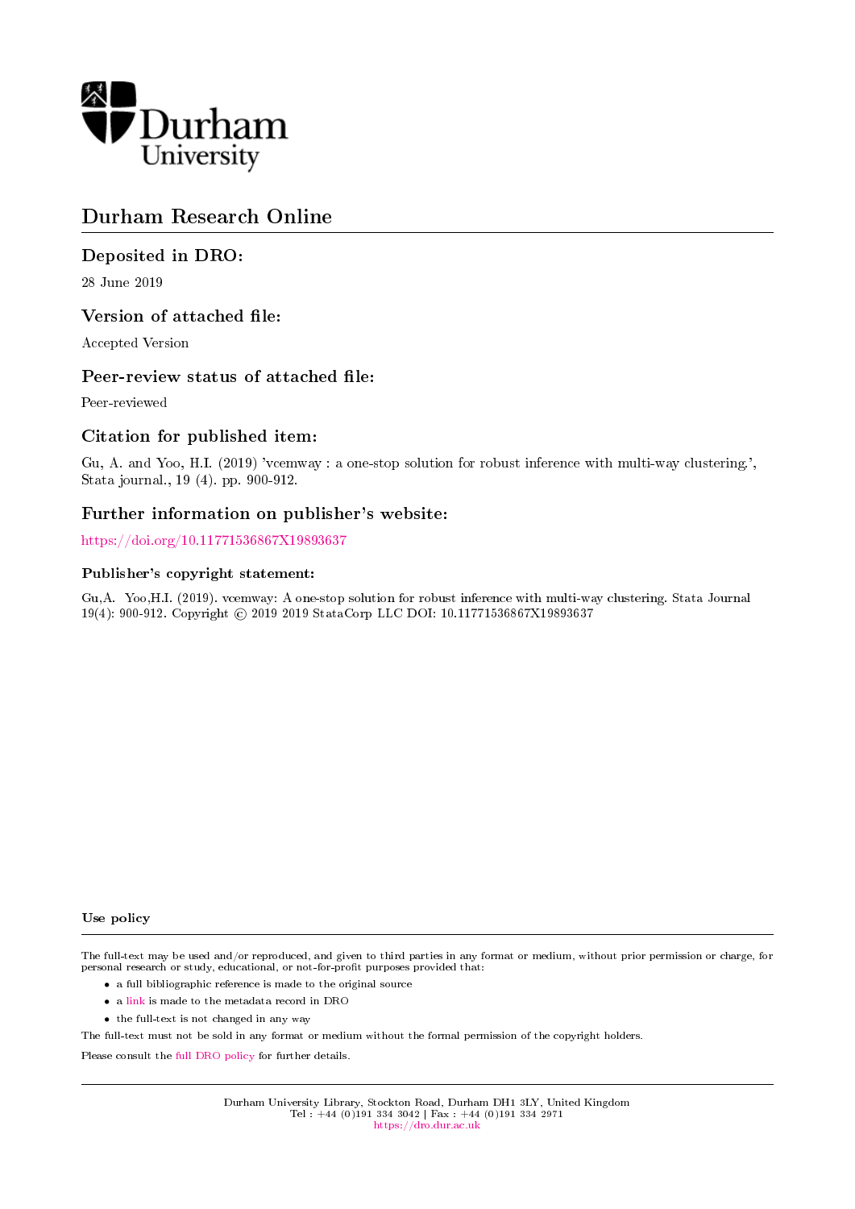Durham University

# Durham Research Online

## Deposited in DRO:

28 June 2019

## Version of attached file:

Accepted Version

## Peer-review status of attached file:

Peer-reviewed

## Citation for published item:

Gu, A. and Yoo, H.I. (2019) 'vcemway : a one-stop solution for robust inference with multi-way clustering.', Stata journal., 19 (4). pp. 900-912.

## Further information on publisher's website:

https://doi.org/10.11771536867X19893637

### Publisher's copyright statement:

Gu,A. Yoo,H.I. (2019). vcemway: A one-stop solution for robust inference with multi-way clustering. Stata Journal 19(4): 900-912. Copyright © 2019 2019 StataCorp LLC DOI: 10.11771536867X19893637

### Use policy

The full-text may be used and/or reproduced, and given to third parties in any format or medium, without prior permission or charge, for personal research or study, educational, or not-for-profit purposes provided that:

- a full bibliographic reference is made to the original source
- a link is made to the metadata record in DRO
- the full-text is not changed in any way

The full-text must not be sold in any format or medium without the formal permission of the copyright holders.

Please consult the full DRO policy for further details.

Durham University Library, Stockton Road, Durham DH1 3LY, United Kingdom
Tel : +44 (0)191 334 3042 | Fax : +44 (0)191 334 2971
https://dro.dur.ac.uk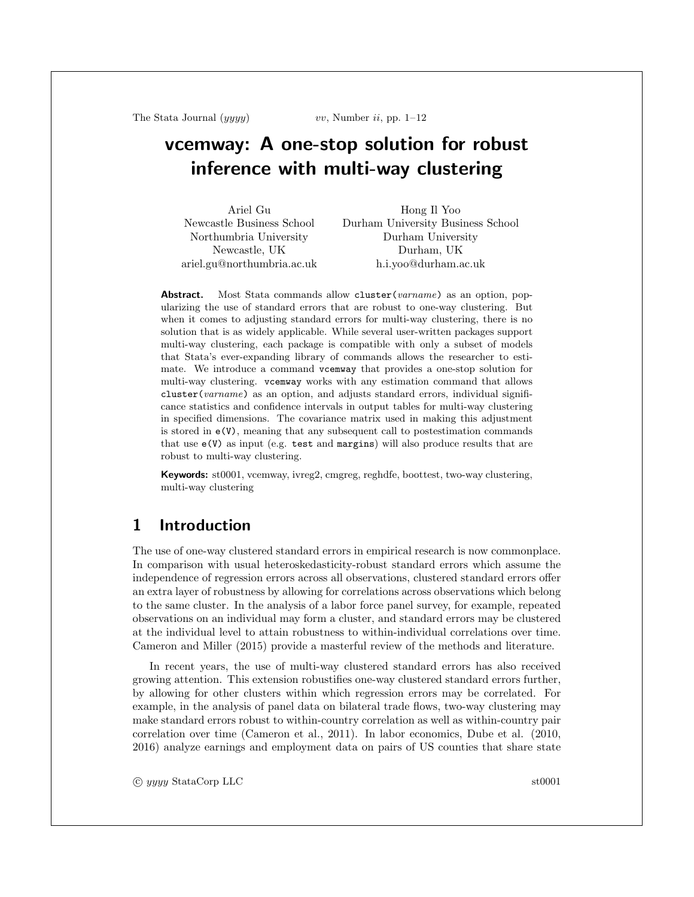# vcemway: A one-stop solution for robust inference with multi-way clustering

Ariel Gu
Newcastle Business School
Northumbria University
Newcastle, UK
ariel.gu@northumbria.ac.uk

Hong Il Yoo
Durham University Business School
Durham University
Durham, UK
h.i.yoo@durham.ac.uk

**Abstract.** Most Stata commands allow `cluster(`*varname*`)` as an option, popularizing the use of standard errors that are robust to one-way clustering. But when it comes to adjusting standard errors for multi-way clustering, there is no solution that is as widely applicable. While several user-written packages support multi-way clustering, each package is compatible with only a subset of models that Stata's ever-expanding library of commands allows the researcher to estimate. We introduce a command `vcemway` that provides a one-stop solution for multi-way clustering. `vcemway` works with any estimation command that allows `cluster(`*varname*`)` as an option, and adjusts standard errors, individual significance statistics and confidence intervals in output tables for multi-way clustering in specified dimensions. The covariance matrix used in making this adjustment is stored in `e(V)`, meaning that any subsequent call to postestimation commands that use `e(V)` as input (e.g. `test` and `margins`) will also produce results that are robust to multi-way clustering.

**Keywords:** st0001, vcemway, ivreg2, cmgreg, reghdfe, boottest, two-way clustering, multi-way clustering

## 1 Introduction

The use of one-way clustered standard errors in empirical research is now commonplace. In comparison with usual heteroskedasticity-robust standard errors which assume the independence of regression errors across all observations, clustered standard errors offer an extra layer of robustness by allowing for correlations across observations which belong to the same cluster. In the analysis of a labor force panel survey, for example, repeated observations on an individual may form a cluster, and standard errors may be clustered at the individual level to attain robustness to within-individual correlations over time. Cameron and Miller (2015) provide a masterful review of the methods and literature.

In recent years, the use of multi-way clustered standard errors has also received growing attention. This extension robustifies one-way clustered standard errors further, by allowing for other clusters within which regression errors may be correlated. For example, in the analysis of panel data on bilateral trade flows, two-way clustering may make standard errors robust to within-country correlation as well as within-country pair correlation over time (Cameron et al., 2011). In labor economics, Dube et al. (2010, 2016) analyze earnings and employment data on pairs of US counties that share state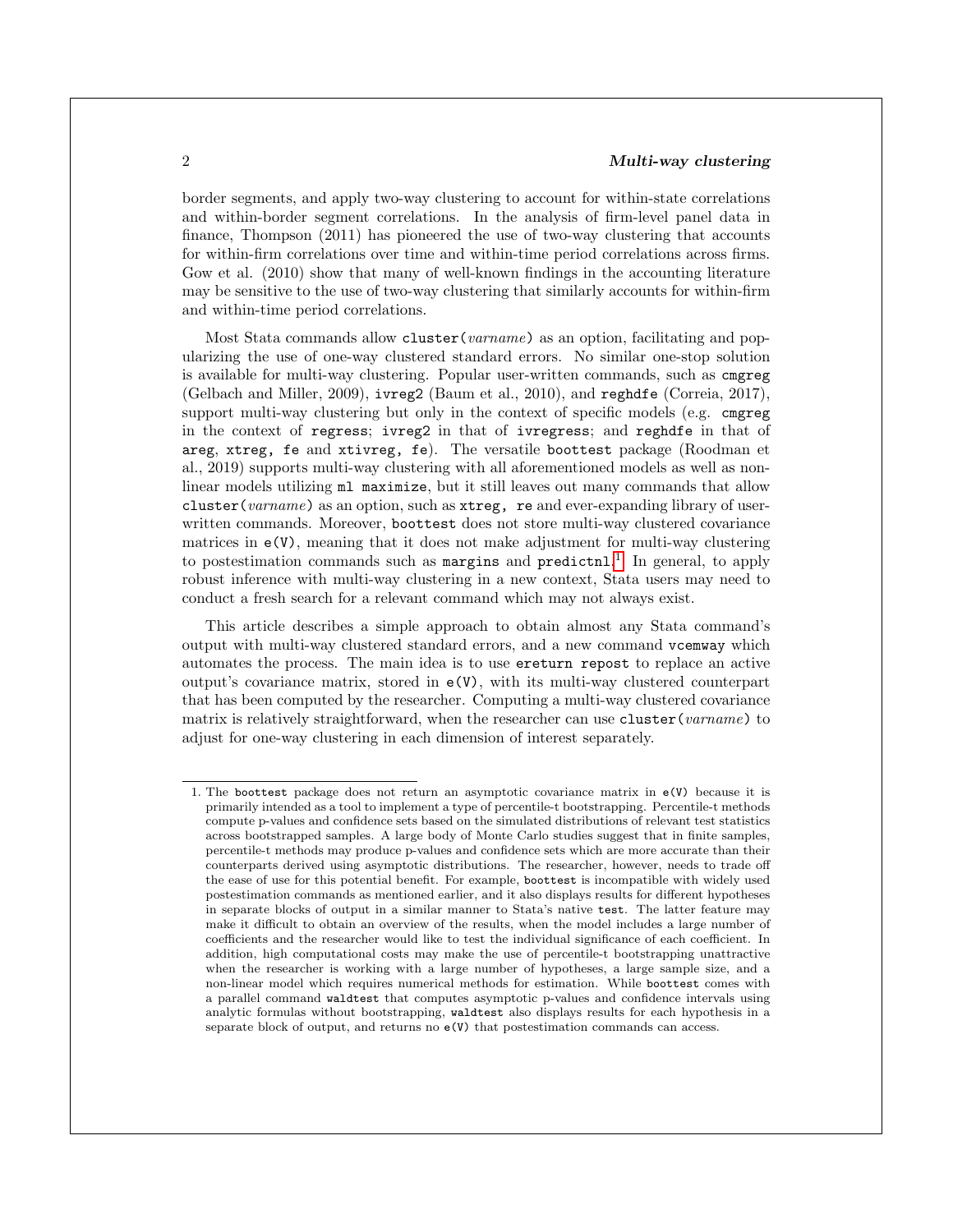border segments, and apply two-way clustering to account for within-state correlations and within-border segment correlations. In the analysis of firm-level panel data in finance, Thompson (2011) has pioneered the use of two-way clustering that accounts for within-firm correlations over time and within-time period correlations across firms. Gow et al. (2010) show that many of well-known findings in the accounting literature may be sensitive to the use of two-way clustering that similarly accounts for within-firm and within-time period correlations.

Most Stata commands allow `cluster(`*varname*`)` as an option, facilitating and popularizing the use of one-way clustered standard errors. No similar one-stop solution is available for multi-way clustering. Popular user-written commands, such as `cmgreg` (Gelbach and Miller, 2009), `ivreg2` (Baum et al., 2010), and `reghdfe` (Correia, 2017), support multi-way clustering but only in the context of specific models (e.g. `cmgreg` in the context of `regress`; `ivreg2` in that of `ivregress`; and `reghdfe` in that of `areg`, `xtreg, fe` and `xtivreg, fe`). The versatile `boottest` package (Roodman et al., 2019) supports multi-way clustering with all aforementioned models as well as non-linear models utilizing `ml maximize`, but it still leaves out many commands that allow `cluster(`*varname*`)` as an option, such as `xtreg, re` and ever-expanding library of user-written commands. Moreover, `boottest` does not store multi-way clustered covariance matrices in `e(V)`, meaning that it does not make adjustment for multi-way clustering to postestimation commands such as `margins` and `predictnl`.[1] In general, to apply robust inference with multi-way clustering in a new context, Stata users may need to conduct a fresh search for a relevant command which may not always exist.

This article describes a simple approach to obtain almost any Stata command's output with multi-way clustered standard errors, and a new command `vcemway` which automates the process. The main idea is to use `ereturn repost` to replace an active output's covariance matrix, stored in `e(V)`, with its multi-way clustered counterpart that has been computed by the researcher. Computing a multi-way clustered covariance matrix is relatively straightforward, when the researcher can use `cluster(`*varname*`)` to adjust for one-way clustering in each dimension of interest separately.

---

1. The `boottest` package does not return an asymptotic covariance matrix in `e(V)` because it is primarily intended as a tool to implement a type of percentile-t bootstrapping. Percentile-t methods compute p-values and confidence sets based on the simulated distributions of relevant test statistics across bootstrapped samples. A large body of Monte Carlo studies suggest that in finite samples, percentile-t methods may produce p-values and confidence sets which are more accurate than their counterparts derived using asymptotic distributions. The researcher, however, needs to trade off the ease of use for this potential benefit. For example, `boottest` is incompatible with widely used postestimation commands as mentioned earlier, and it also displays results for different hypotheses in separate blocks of output in a similar manner to Stata's native `test`. The latter feature may make it difficult to obtain an overview of the results, when the model includes a large number of coefficients and the researcher would like to test the individual significance of each coefficient. In addition, high computational costs may make the use of percentile-t bootstrapping unattractive when the researcher is working with a large number of hypotheses, a large sample size, and a non-linear model which requires numerical methods for estimation. While `boottest` comes with a parallel command `waldtest` that computes asymptotic p-values and confidence intervals using analytic formulas without bootstrapping, `waldtest` also displays results for each hypothesis in a separate block of output, and returns no `e(V)` that postestimation commands can access.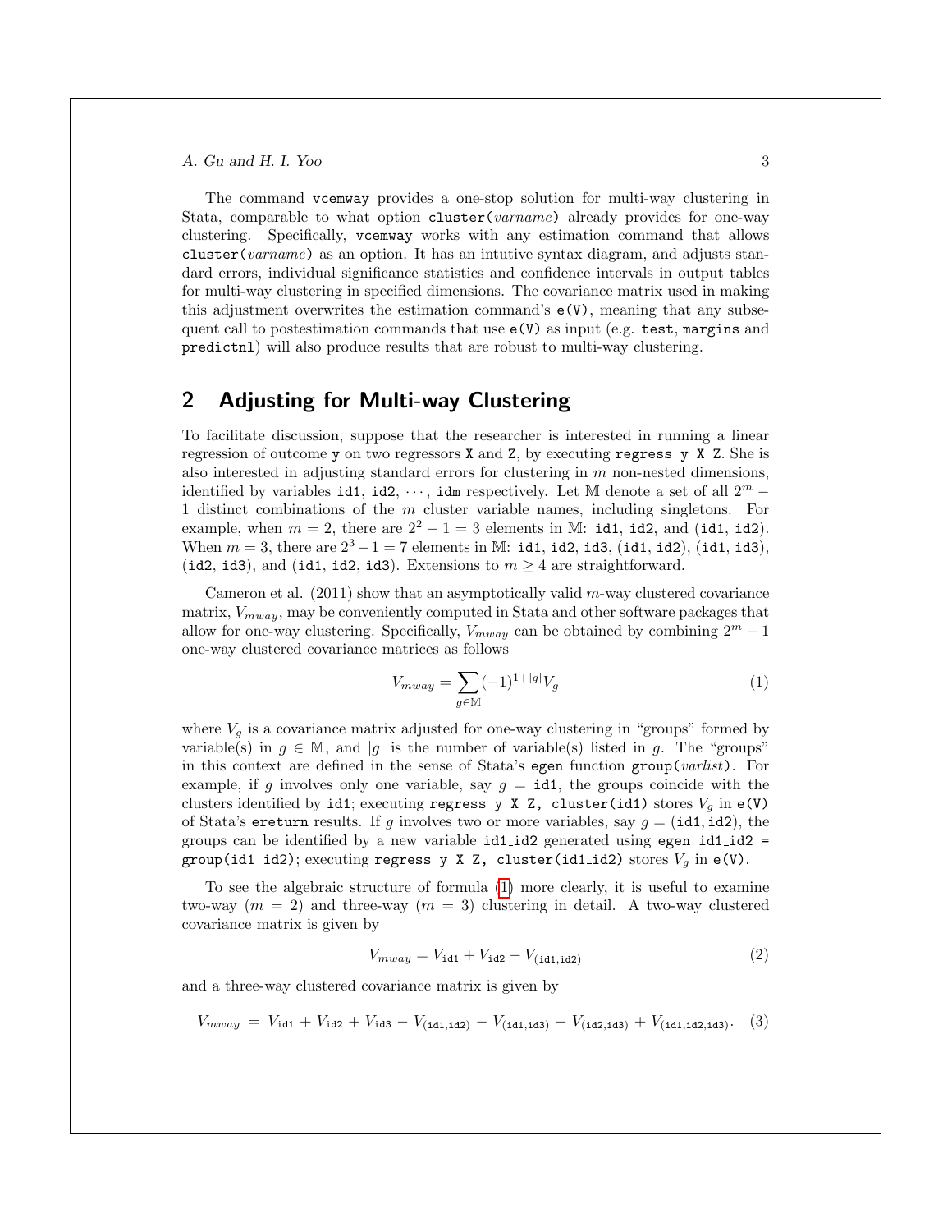The command vcemway provides a one-stop solution for multi-way clustering in Stata, comparable to what option cluster(*varname*) already provides for one-way clustering. Specifically, vcemway works with any estimation command that allows cluster(*varname*) as an option. It has an intutive syntax diagram, and adjusts standard errors, individual significance statistics and confidence intervals in output tables for multi-way clustering in specified dimensions. The covariance matrix used in making this adjustment overwrites the estimation command's e(V), meaning that any subsequent call to postestimation commands that use e(V) as input (e.g. test, margins and predictnl) will also produce results that are robust to multi-way clustering.

## 2 Adjusting for Multi-way Clustering

To facilitate discussion, suppose that the researcher is interested in running a linear regression of outcome y on two regressors X and Z, by executing regress y X Z. She is also interested in adjusting standard errors for clustering in $m$ non-nested dimensions, identified by variables id1, id2, $\cdots$, idm respectively. Let $\mathbb{M}$ denote a set of all $2^m - 1$ distinct combinations of the $m$ cluster variable names, including singletons. For example, when $m = 2$, there are $2^2 - 1 = 3$ elements in $\mathbb{M}$: id1, id2, and (id1, id2). When $m = 3$, there are $2^3 - 1 = 7$ elements in $\mathbb{M}$: id1, id2, id3, (id1, id2), (id1, id3), (id2, id3), and (id1, id2, id3). Extensions to $m \geq 4$ are straightforward.

Cameron et al. (2011) show that an asymptotically valid $m$-way clustered covariance matrix, $V_{mway}$, may be conveniently computed in Stata and other software packages that allow for one-way clustering. Specifically, $V_{mway}$ can be obtained by combining $2^m - 1$ one-way clustered covariance matrices as follows

$$V_{mway} = \sum_{g \in \mathbb{M}} (-1)^{1+|g|} V_g \tag{1}$$

where $V_g$ is a covariance matrix adjusted for one-way clustering in "groups" formed by variable(s) in $g \in \mathbb{M}$, and $|g|$ is the number of variable(s) listed in $g$. The "groups" in this context are defined in the sense of Stata's egen function group(*varlist*). For example, if $g$ involves only one variable, say $g =$ id1, the groups coincide with the clusters identified by id1; executing regress y X Z, cluster(id1) stores $V_g$ in e(V) of Stata's ereturn results. If $g$ involves two or more variables, say $g =$ (id1, id2), the groups can be identified by a new variable id1_id2 generated using egen id1_id2 = group(id1 id2); executing regress y X Z, cluster(id1_id2) stores $V_g$ in e(V).

To see the algebraic structure of formula (1) more clearly, it is useful to examine two-way ($m = 2$) and three-way ($m = 3$) clustering in detail. A two-way clustered covariance matrix is given by

$$V_{mway} = V_{\texttt{id1}} + V_{\texttt{id2}} - V_{(\texttt{id1},\texttt{id2})} \tag{2}$$

and a three-way clustered covariance matrix is given by

$$V_{mway} = V_{\texttt{id1}} + V_{\texttt{id2}} + V_{\texttt{id3}} - V_{(\texttt{id1},\texttt{id2})} - V_{(\texttt{id1},\texttt{id3})} - V_{(\texttt{id2},\texttt{id3})} + V_{(\texttt{id1},\texttt{id2},\texttt{id3})}. \tag{3}$$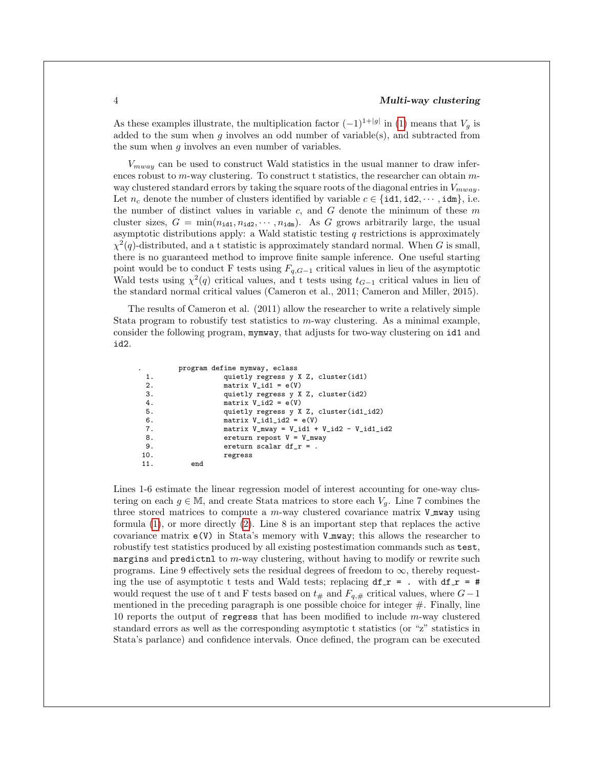As these examples illustrate, the multiplication factor $(-1)^{1+|g|}$ in (1) means that $V_g$ is added to the sum when $g$ involves an odd number of variable(s), and subtracted from the sum when $g$ involves an even number of variables.

$V_{mway}$ can be used to construct Wald statistics in the usual manner to draw inferences robust to $m$-way clustering. To construct t statistics, the researcher can obtain $m$-way clustered standard errors by taking the square roots of the diagonal entries in $V_{mway}$. Let $n_c$ denote the number of clusters identified by variable $c \in \{\texttt{id1}, \texttt{id2}, \cdots, \texttt{idm}\}$, i.e. the number of distinct values in variable $c$, and $G$ denote the minimum of these $m$ cluster sizes, $G = \min(n_{\texttt{id1}}, n_{\texttt{id2}}, \cdots, n_{\texttt{idm}})$. As $G$ grows arbitrarily large, the usual asymptotic distributions apply: a Wald statistic testing $q$ restrictions is approximately $\chi^2(q)$-distributed, and a t statistic is approximately standard normal. When $G$ is small, there is no guaranteed method to improve finite sample inference. One useful starting point would be to conduct F tests using $F_{q,G-1}$ critical values in lieu of the asymptotic Wald tests using $\chi^2(q)$ critical values, and t tests using $t_{G-1}$ critical values in lieu of the standard normal critical values (Cameron et al., 2011; Cameron and Miller, 2015).

The results of Cameron et al. (2011) allow the researcher to write a relatively simple Stata program to robustify test statistics to $m$-way clustering. As a minimal example, consider the following program, `mymway`, that adjusts for two-way clustering on `id1` and `id2`.

```
.         program define mymway, eclass
  1.              quietly regress y X Z, cluster(id1)
  2.              matrix V_id1 = e(V)
  3.              quietly regress y X Z, cluster(id2)
  4.              matrix V_id2 = e(V)
  5.              quietly regress y X Z, cluster(id1_id2)
  6.              matrix V_id1_id2 = e(V)
  7.              matrix V_mway = V_id1 + V_id2 - V_id1_id2
  8.              ereturn repost V = V_mway
  9.              ereturn scalar df_r = .
 10.              regress
 11.      end
```

Lines 1-6 estimate the linear regression model of interest accounting for one-way clustering on each $g \in \mathbb{M}$, and create Stata matrices to store each $V_g$. Line 7 combines the three stored matrices to compute a $m$-way clustered covariance matrix `V_mway` using formula (1), or more directly (2). Line 8 is an important step that replaces the active covariance matrix `e(V)` in Stata's memory with `V_mway`; this allows the researcher to robustify test statistics produced by all existing postestimation commands such as `test`, `margins` and `predictnl` to $m$-way clustering, without having to modify or rewrite such programs. Line 9 effectively sets the residual degrees of freedom to $\infty$, thereby requesting the use of asymptotic t tests and Wald tests; replacing `df_r = .` with `df_r = #` would request the use of t and F tests based on $t_{\#}$ and $F_{q,\#}$ critical values, where $G-1$ mentioned in the preceding paragraph is one possible choice for integer $\#$. Finally, line 10 reports the output of `regress` that has been modified to include $m$-way clustered standard errors as well as the corresponding asymptotic t statistics (or "z" statistics in Stata's parlance) and confidence intervals. Once defined, the program can be executed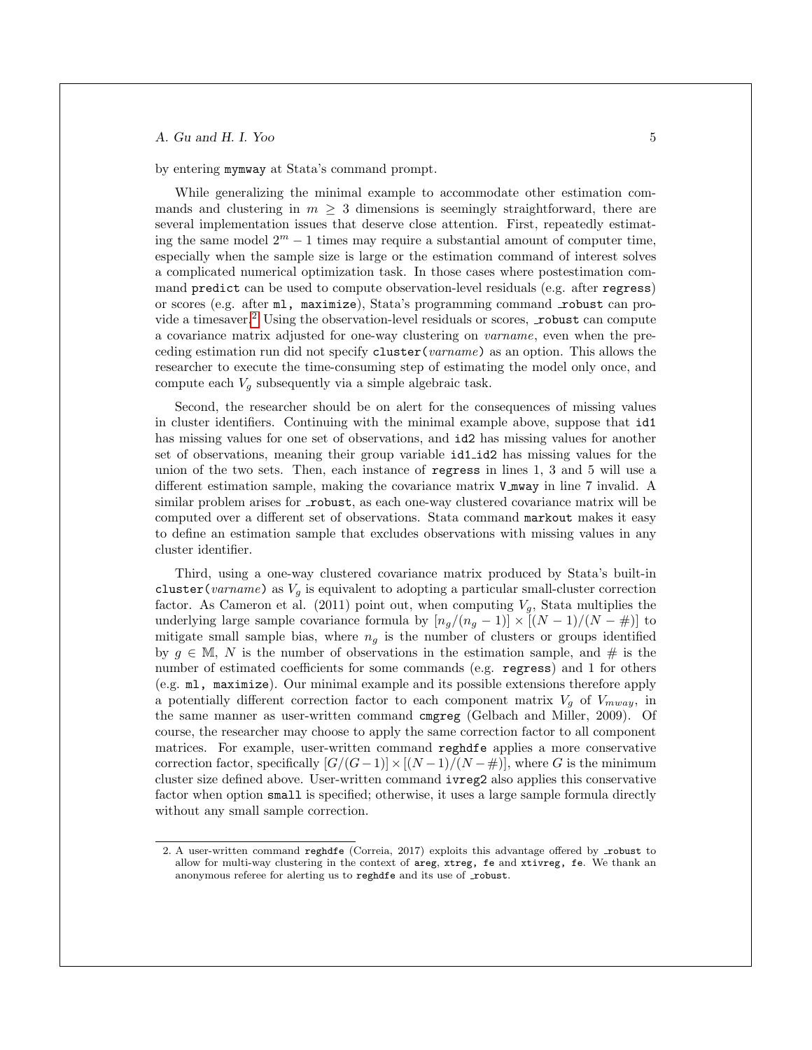by entering `mymway` at Stata's command prompt.

While generalizing the minimal example to accommodate other estimation commands and clustering in $m \geq 3$ dimensions is seemingly straightforward, there are several implementation issues that deserve close attention. First, repeatedly estimating the same model $2^m - 1$ times may require a substantial amount of computer time, especially when the sample size is large or the estimation command of interest solves a complicated numerical optimization task. In those cases where postestimation command `predict` can be used to compute observation-level residuals (e.g. after `regress`) or scores (e.g. after `ml, maximize`), Stata's programming command `_robust` can provide a timesaver.[2] Using the observation-level residuals or scores, `_robust` can compute a covariance matrix adjusted for one-way clustering on *varname*, even when the preceding estimation run did not specify `cluster(`*varname*`)` as an option. This allows the researcher to execute the time-consuming step of estimating the model only once, and compute each $V_g$ subsequently via a simple algebraic task.

Second, the researcher should be on alert for the consequences of missing values in cluster identifiers. Continuing with the minimal example above, suppose that `id1` has missing values for one set of observations, and `id2` has missing values for another set of observations, meaning their group variable `id1_id2` has missing values for the union of the two sets. Then, each instance of `regress` in lines 1, 3 and 5 will use a different estimation sample, making the covariance matrix `V_mway` in line 7 invalid. A similar problem arises for `_robust`, as each one-way clustered covariance matrix will be computed over a different set of observations. Stata command `markout` makes it easy to define an estimation sample that excludes observations with missing values in any cluster identifier.

Third, using a one-way clustered covariance matrix produced by Stata's built-in `cluster(`*varname*`)` as $V_g$ is equivalent to adopting a particular small-cluster correction factor. As Cameron et al. (2011) point out, when computing $V_g$, Stata multiplies the underlying large sample covariance formula by $[n_g/(n_g - 1)] \times [(N - 1)/(N - \#)]$ to mitigate small sample bias, where $n_g$ is the number of clusters or groups identified by $g \in \mathbb{M}$, $N$ is the number of observations in the estimation sample, and $\#$ is the number of estimated coefficients for some commands (e.g. `regress`) and 1 for others (e.g. `ml, maximize`). Our minimal example and its possible extensions therefore apply a potentially different correction factor to each component matrix $V_g$ of $V_{mway}$, in the same manner as user-written command `cmgreg` (Gelbach and Miller, 2009). Of course, the researcher may choose to apply the same correction factor to all component matrices. For example, user-written command `reghdfe` applies a more conservative correction factor, specifically $[G/(G-1)] \times [(N-1)/(N-\#)]$, where $G$ is the minimum cluster size defined above. User-written command `ivreg2` also applies this conservative factor when option `small` is specified; otherwise, it uses a large sample formula directly without any small sample correction.

---

2. A user-written command `reghdfe` (Correia, 2017) exploits this advantage offered by `_robust` to allow for multi-way clustering in the context of `areg`, `xtreg, fe` and `xtivreg, fe`. We thank an anonymous referee for alerting us to `reghdfe` and its use of `_robust`.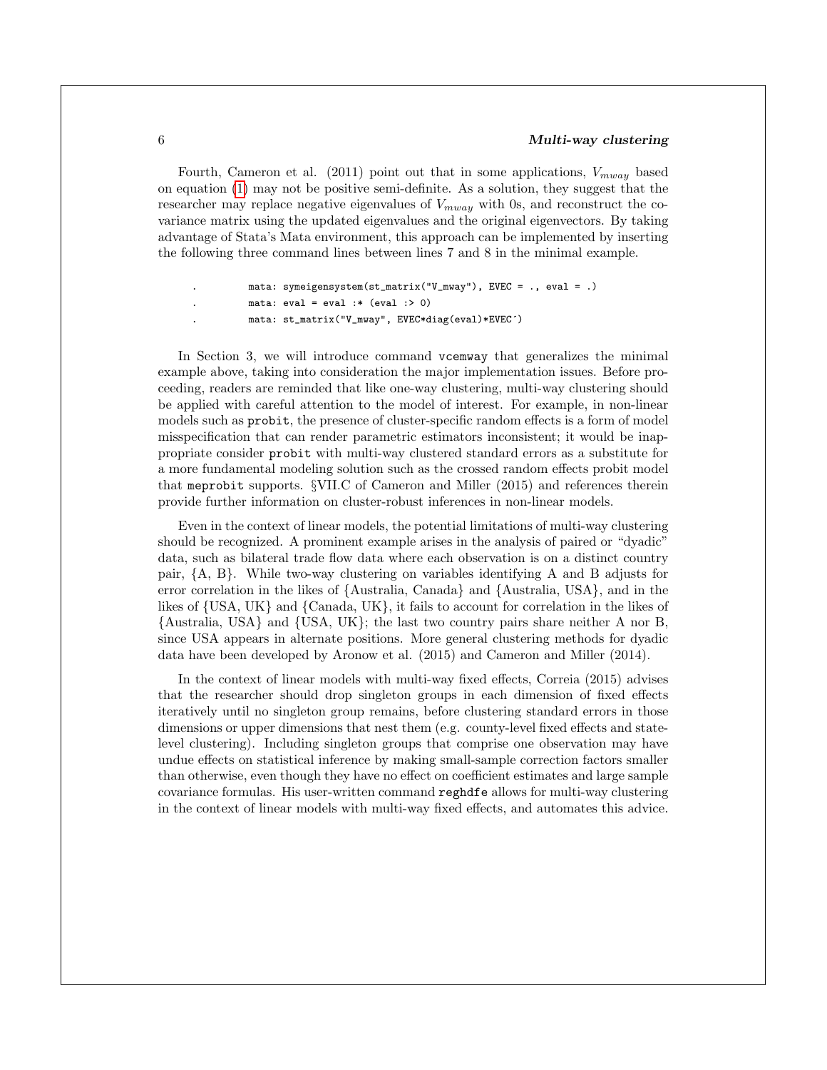Fourth, Cameron et al. (2011) point out that in some applications, $V_{mway}$ based on equation (1) may not be positive semi-definite. As a solution, they suggest that the researcher may replace negative eigenvalues of $V_{mway}$ with 0s, and reconstruct the covariance matrix using the updated eigenvalues and the original eigenvectors. By taking advantage of Stata's Mata environment, this approach can be implemented by inserting the following three command lines between lines 7 and 8 in the minimal example.

```
.         mata: symeigensystem(st_matrix("V_mway"), EVEC = ., eval = .)
.         mata: eval = eval :* (eval :> 0)
.         mata: st_matrix("V_mway", EVEC*diag(eval)*EVEC')
```

In Section 3, we will introduce command `vcemway` that generalizes the minimal example above, taking into consideration the major implementation issues. Before proceeding, readers are reminded that like one-way clustering, multi-way clustering should be applied with careful attention to the model of interest. For example, in non-linear models such as `probit`, the presence of cluster-specific random effects is a form of model misspecification that can render parametric estimators inconsistent; it would be inappropriate consider `probit` with multi-way clustered standard errors as a substitute for a more fundamental modeling solution such as the crossed random effects probit model that `meprobit` supports. §VII.C of Cameron and Miller (2015) and references therein provide further information on cluster-robust inferences in non-linear models.

Even in the context of linear models, the potential limitations of multi-way clustering should be recognized. A prominent example arises in the analysis of paired or "dyadic" data, such as bilateral trade flow data where each observation is on a distinct country pair, {A, B}. While two-way clustering on variables identifying A and B adjusts for error correlation in the likes of {Australia, Canada} and {Australia, USA}, and in the likes of {USA, UK} and {Canada, UK}, it fails to account for correlation in the likes of {Australia, USA} and {USA, UK}; the last two country pairs share neither A nor B, since USA appears in alternate positions. More general clustering methods for dyadic data have been developed by Aronow et al. (2015) and Cameron and Miller (2014).

In the context of linear models with multi-way fixed effects, Correia (2015) advises that the researcher should drop singleton groups in each dimension of fixed effects iteratively until no singleton group remains, before clustering standard errors in those dimensions or upper dimensions that nest them (e.g. county-level fixed effects and state-level clustering). Including singleton groups that comprise one observation may have undue effects on statistical inference by making small-sample correction factors smaller than otherwise, even though they have no effect on coefficient estimates and large sample covariance formulas. His user-written command `reghdfe` allows for multi-way clustering in the context of linear models with multi-way fixed effects, and automates this advice.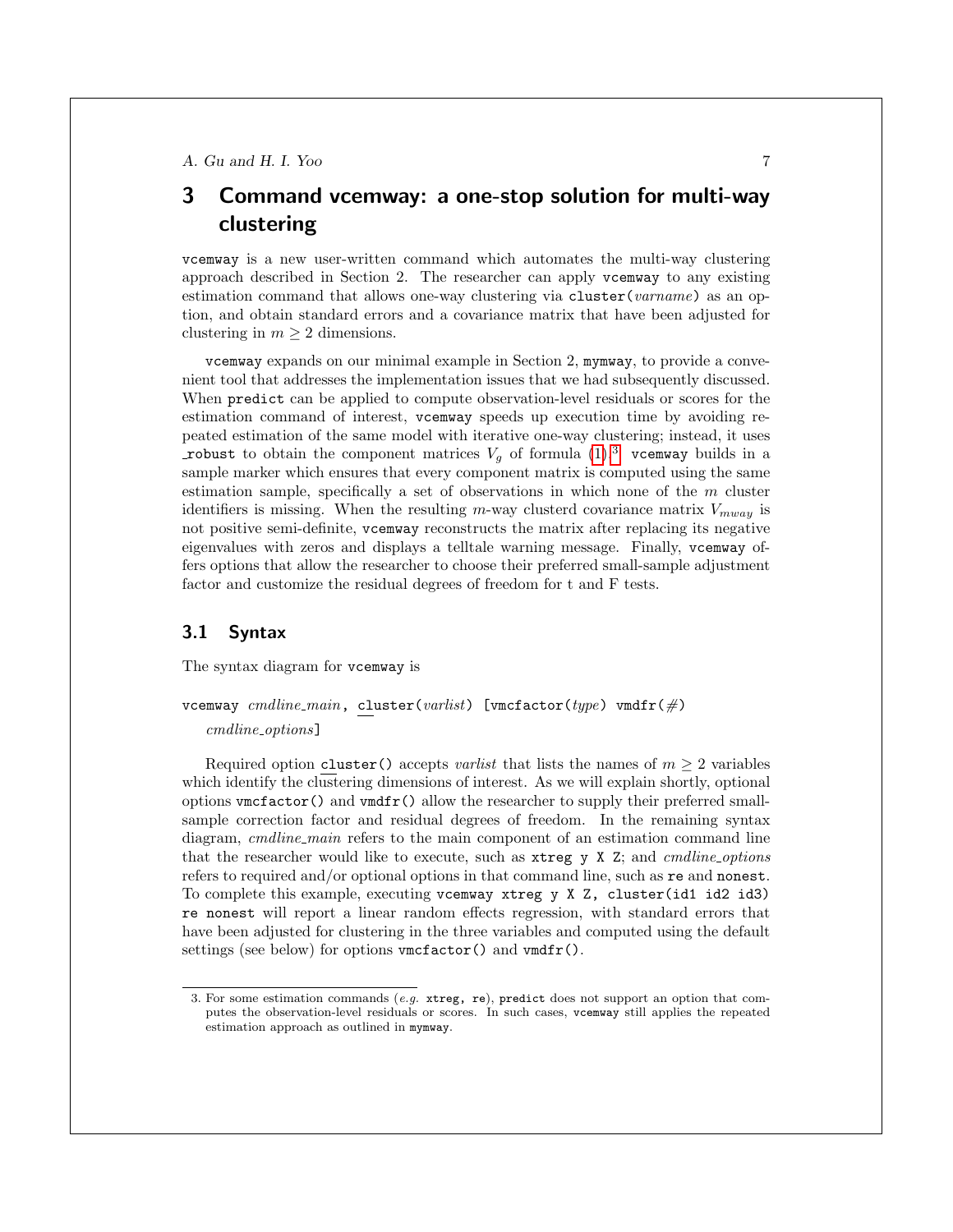## 3 Command vcemway: a one-stop solution for multi-way clustering

`vcemway` is a new user-written command which automates the multi-way clustering approach described in Section 2. The researcher can apply `vcemway` to any existing estimation command that allows one-way clustering via `cluster(`*varname*`)` as an option, and obtain standard errors and a covariance matrix that have been adjusted for clustering in $m \geq 2$ dimensions.

`vcemway` expands on our minimal example in Section 2, `mymway`, to provide a convenient tool that addresses the implementation issues that we had subsequently discussed. When `predict` can be applied to compute observation-level residuals or scores for the estimation command of interest, `vcemway` speeds up execution time by avoiding repeated estimation of the same model with iterative one-way clustering; instead, it uses `_robust` to obtain the component matrices $V_g$ of formula (1).[3] `vcemway` builds in a sample marker which ensures that every component matrix is computed using the same estimation sample, specifically a set of observations in which none of the $m$ cluster identifiers is missing. When the resulting $m$-way clusterd covariance matrix $V_{mway}$ is not positive semi-definite, `vcemway` reconstructs the matrix after replacing its negative eigenvalues with zeros and displays a telltale warning message. Finally, `vcemway` offers options that allow the researcher to choose their preferred small-sample adjustment factor and customize the residual degrees of freedom for t and F tests.

### 3.1 Syntax

The syntax diagram for `vcemway` is

`vcemway` *cmdline_main* `,` `cluster(`*varlist*`)` `[vmcfactor(`*type*`)` `vmdfr(`*#*`)` *cmdline_options*`]`

Required option `cluster()` accepts *varlist* that lists the names of $m \geq 2$ variables which identify the clustering dimensions of interest. As we will explain shortly, optional options `vmcfactor()` and `vmdfr()` allow the researcher to supply their preferred small-sample correction factor and residual degrees of freedom. In the remaining syntax diagram, *cmdline_main* refers to the main component of an estimation command line that the researcher would like to execute, such as `xtreg y X Z`; and *cmdline_options* refers to required and/or optional options in that command line, such as `re` and `nonest`. To complete this example, executing `vcemway xtreg y X Z, cluster(id1 id2 id3) re nonest` will report a linear random effects regression, with standard errors that have been adjusted for clustering in the three variables and computed using the default settings (see below) for options `vmcfactor()` and `vmdfr()`.

---

3. For some estimation commands (*e.g.* `xtreg, re`), `predict` does not support an option that computes the observation-level residuals or scores. In such cases, `vcemway` still applies the repeated estimation approach as outlined in `mymway`.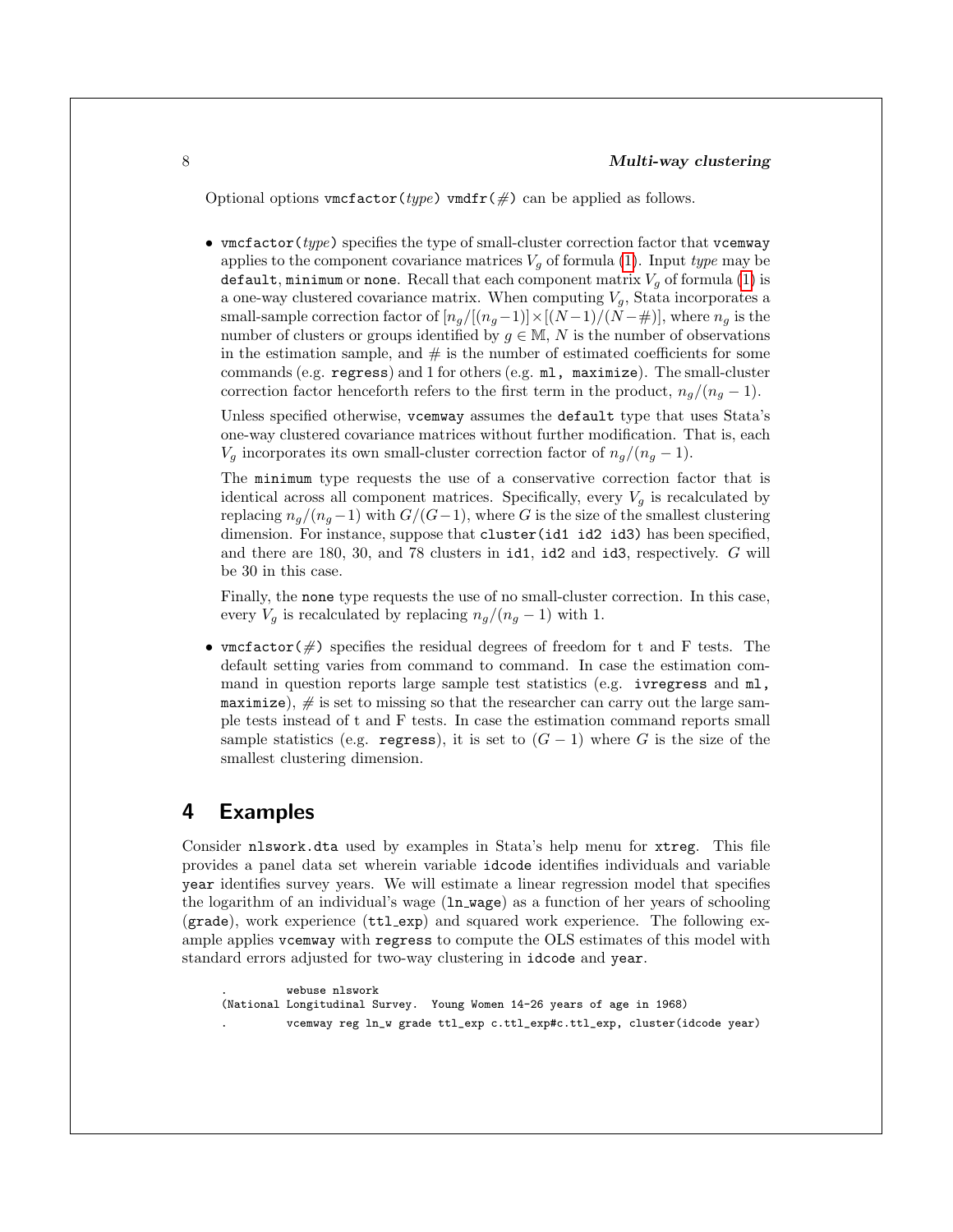Optional options `vmcfactor(`*type*`)` `vmdfr(`*#*`)` can be applied as follows.

- `vmcfactor(`*type*`)` specifies the type of small-cluster correction factor that `vcemway` applies to the component covariance matrices $V_g$ of formula (1). Input *type* may be `default`, `minimum` or `none`. Recall that each component matrix $V_g$ of formula (1) is a one-way clustered covariance matrix. When computing $V_g$, Stata incorporates a small-sample correction factor of $[n_g/[(n_g-1)] \times [(N-1)/(N-\#)]$, where $n_g$ is the number of clusters or groups identified by $g \in \mathbb{M}$, $N$ is the number of observations in the estimation sample, and # is the number of estimated coefficients for some commands (e.g. `regress`) and 1 for others (e.g. `ml, maximize`). The small-cluster correction factor henceforth refers to the first term in the product, $n_g/(n_g-1)$.

  Unless specified otherwise, `vcemway` assumes the `default` type that uses Stata's one-way clustered covariance matrices without further modification. That is, each $V_g$ incorporates its own small-cluster correction factor of $n_g/(n_g-1)$.

  The `minimum` type requests the use of a conservative correction factor that is identical across all component matrices. Specifically, every $V_g$ is recalculated by replacing $n_g/(n_g-1)$ with $G/(G-1)$, where $G$ is the size of the smallest clustering dimension. For instance, suppose that `cluster(id1 id2 id3)` has been specified, and there are 180, 30, and 78 clusters in `id1`, `id2` and `id3`, respectively. $G$ will be 30 in this case.

  Finally, the `none` type requests the use of no small-cluster correction. In this case, every $V_g$ is recalculated by replacing $n_g/(n_g-1)$ with 1.

- `vmcfactor(`*#*`)` specifies the residual degrees of freedom for t and F tests. The default setting varies from command to command. In case the estimation command in question reports large sample test statistics (e.g. `ivregress` and `ml, maximize`), # is set to missing so that the researcher can carry out the large sample tests instead of t and F tests. In case the estimation command reports small sample statistics (e.g. `regress`), it is set to $(G-1)$ where $G$ is the size of the smallest clustering dimension.

## 4 Examples

Consider `nlswork.dta` used by examples in Stata's help menu for `xtreg`. This file provides a panel data set wherein variable `idcode` identifies individuals and variable `year` identifies survey years. We will estimate a linear regression model that specifies the logarithm of an individual's wage (`ln_wage`) as a function of her years of schooling (`grade`), work experience (`ttl_exp`) and squared work experience. The following example applies `vcemway` with `regress` to compute the OLS estimates of this model with standard errors adjusted for two-way clustering in `idcode` and `year`.

```
.         webuse nlswork
(National Longitudinal Survey.  Young Women 14-26 years of age in 1968)
.         vcemway reg ln_w grade ttl_exp c.ttl_exp#c.ttl_exp, cluster(idcode year)
```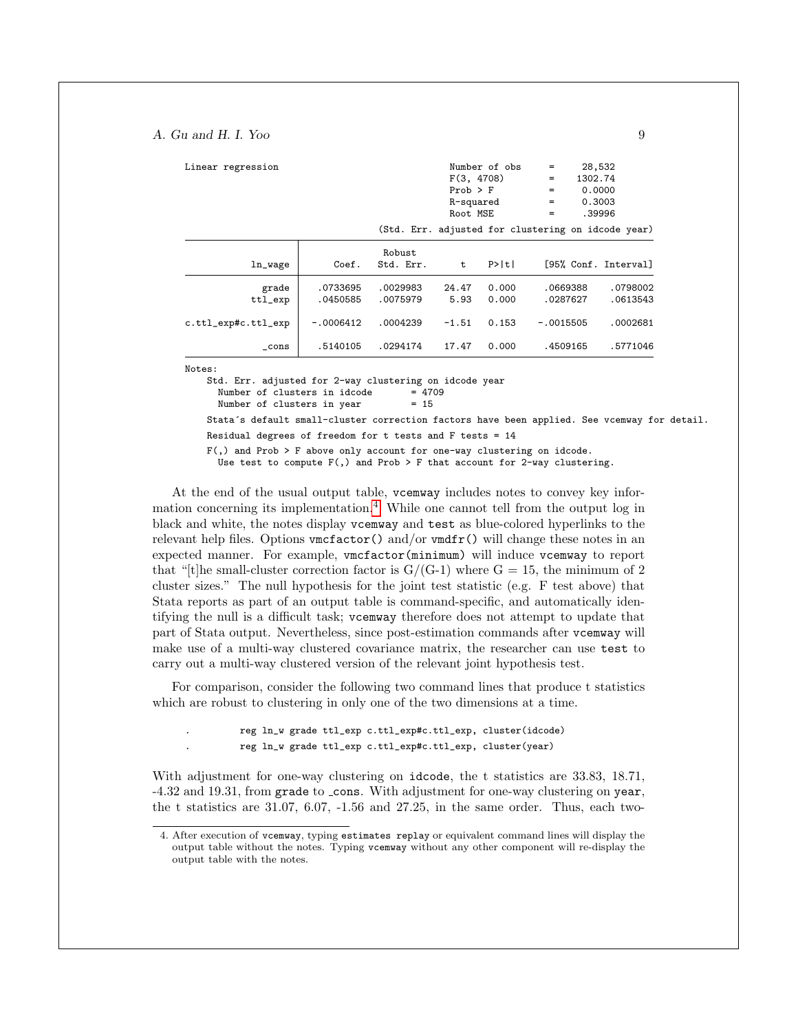```
Linear regression                               Number of obs     =     28,532
                                                F(3, 4708)        =    1302.74
                                                Prob > F          =     0.0000
                                                R-squared         =     0.3003
                                                Root MSE          =     .39996

                                   (Std. Err. adjusted for clustering on idcode year)

-------------------------------------------------------------------------------------
                    |               Robust
            ln_wage |      Coef.   Std. Err.      t    P>|t|     [95% Conf. Interval]
--------------------+----------------------------------------------------------------
              grade |   .0733695   .0029983    24.47   0.000     .0669388    .0798002
            ttl_exp |   .0450585   .0075979     5.93   0.000     .0287627    .0613543
                    |
c.ttl_exp#c.ttl_exp |  -.0006412   .0004239    -1.51   0.153    -.0015505    .0002681
                    |
              _cons |   .5140105   .0294174    17.47   0.000     .4509165    .5771046
-------------------------------------------------------------------------------------
Notes:
    Std. Err. adjusted for 2-way clustering on idcode year
      Number of clusters in idcode       = 4709
      Number of clusters in year         = 15

    Stata´s default small-cluster correction factors have been applied. See vcemway for detail.

    Residual degrees of freedom for t tests and F tests = 14

    F(,) and Prob > F above only account for one-way clustering on idcode.
      Use test to compute F(,) and Prob > F that account for 2-way clustering.
```

At the end of the usual output table, vcemway includes notes to convey key information concerning its implementation.[4] While one cannot tell from the output log in black and white, the notes display vcemway and test as blue-colored hyperlinks to the relevant help files. Options vmcfactor() and/or vmdfr() will change these notes in an expected manner. For example, vmcfactor(minimum) will induce vcemway to report that "[t]he small-cluster correction factor is G/(G-1) where G = 15, the minimum of 2 cluster sizes." The null hypothesis for the joint test statistic (e.g. F test above) that Stata reports as part of an output table is command-specific, and automatically identifying the null is a difficult task; vcemway therefore does not attempt to update that part of Stata output. Nevertheless, since post-estimation commands after vcemway will make use of a multi-way clustered covariance matrix, the researcher can use test to carry out a multi-way clustered version of the relevant joint hypothesis test.

For comparison, consider the following two command lines that produce t statistics which are robust to clustering in only one of the two dimensions at a time.

```
.         reg ln_w grade ttl_exp c.ttl_exp#c.ttl_exp, cluster(idcode)
.         reg ln_w grade ttl_exp c.ttl_exp#c.ttl_exp, cluster(year)
```

With adjustment for one-way clustering on idcode, the t statistics are 33.83, 18.71, -4.32 and 19.31, from grade to _cons. With adjustment for one-way clustering on year, the t statistics are 31.07, 6.07, -1.56 and 27.25, in the same order. Thus, each two-

4. After execution of vcemway, typing estimates replay or equivalent command lines will display the output table without the notes. Typing vcemway without any other component will re-display the output table with the notes.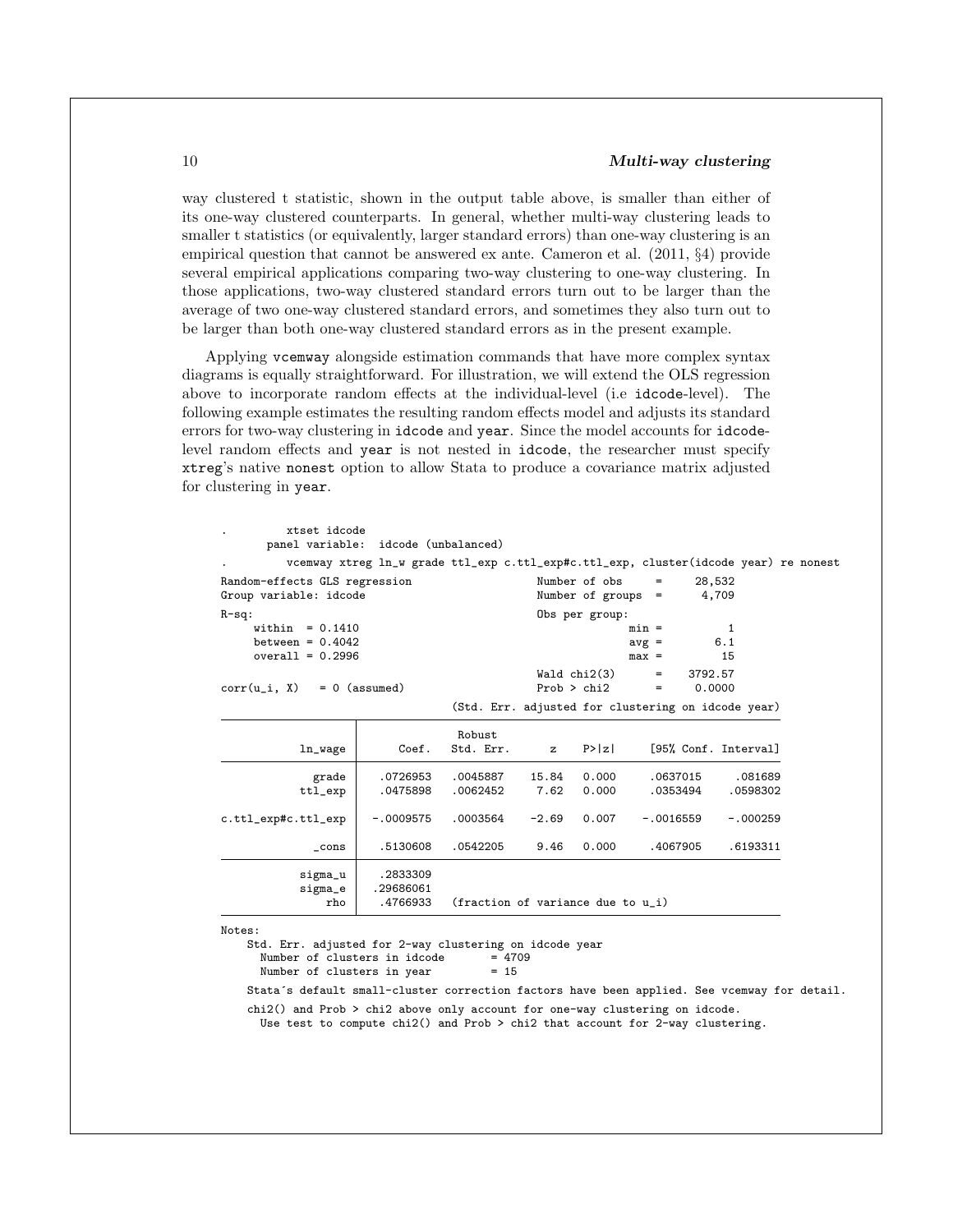way clustered t statistic, shown in the output table above, is smaller than either of its one-way clustered counterparts. In general, whether multi-way clustering leads to smaller t statistics (or equivalently, larger standard errors) than one-way clustering is an empirical question that cannot be answered ex ante. Cameron et al. (2011, §4) provide several empirical applications comparing two-way clustering to one-way clustering. In those applications, two-way clustered standard errors turn out to be larger than the average of two one-way clustered standard errors, and sometimes they also turn out to be larger than both one-way clustered standard errors as in the present example.

Applying `vcemway` alongside estimation commands that have more complex syntax diagrams is equally straightforward. For illustration, we will extend the OLS regression above to incorporate random effects at the individual-level (i.e `idcode`-level). The following example estimates the resulting random effects model and adjusts its standard errors for two-way clustering in `idcode` and `year`. Since the model accounts for `idcode`-level random effects and `year` is not nested in `idcode`, the researcher must specify `xtreg`'s native `nonest` option to allow Stata to produce a covariance matrix adjusted for clustering in `year`.

```
.         xtset idcode
       panel variable:  idcode (unbalanced)
.         vcemway xtreg ln_w grade ttl_exp c.ttl_exp#c.ttl_exp, cluster(idcode year) re nonest
Random-effects GLS regression                   Number of obs     =     28,532
Group variable: idcode                          Number of groups  =      4,709
R-sq:                                           Obs per group:
     within  = 0.1410                                         min =          1
     between = 0.4042                                         avg =        6.1
     overall = 0.2996                                         max =         15
                                                Wald chi2(3)      =    3792.57
corr(u_i, X)   = 0 (assumed)                    Prob > chi2       =     0.0000
                              (Std. Err. adjusted for clustering on idcode year)
------------------------------------------------------------------------------------
                    |               Robust
            ln_wage |      Coef.   Std. Err.      z    P>|z|     [95% Conf. Interval]
--------------------+---------------------------------------------------------------
              grade |   .0726953   .0045887    15.84   0.000     .0637015     .081689
            ttl_exp |   .0475898   .0062452     7.62   0.000     .0353494    .0598302
                    |
c.ttl_exp#c.ttl_exp |  -.0009575   .0003564    -2.69   0.007    -.0016559    -.000259
                    |
              _cons |   .5130608   .0542205     9.46   0.000     .4067905    .6193311
--------------------+---------------------------------------------------------------
            sigma_u |   .2833309
            sigma_e |  .29686061
                rho |   .4766933   (fraction of variance due to u_i)
------------------------------------------------------------------------------------
Notes:
    Std. Err. adjusted for 2-way clustering on idcode year
      Number of clusters in idcode       = 4709
      Number of clusters in year         = 15
    Stata´s default small-cluster correction factors have been applied. See vcemway for detail.
    chi2() and Prob > chi2 above only account for one-way clustering on idcode.
      Use test to compute chi2() and Prob > chi2 that account for 2-way clustering.
```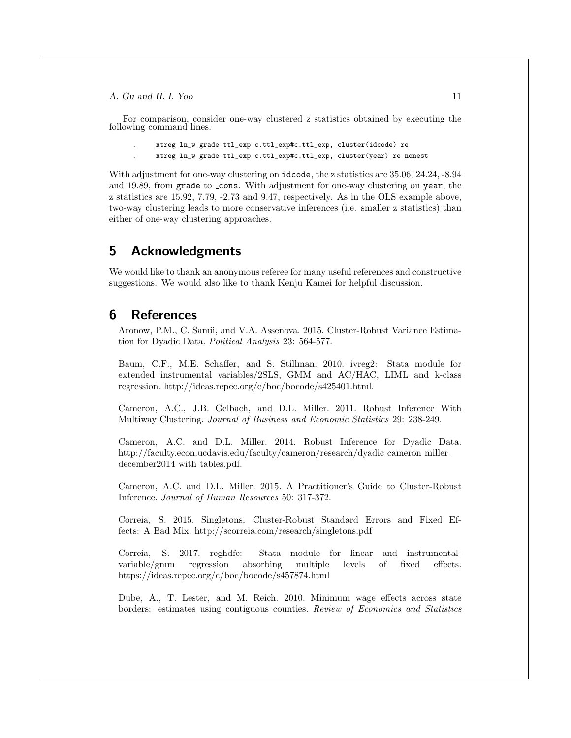For comparison, consider one-way clustered z statistics obtained by executing the following command lines.

```
.     xtreg ln_w grade ttl_exp c.ttl_exp#c.ttl_exp, cluster(idcode) re
.     xtreg ln_w grade ttl_exp c.ttl_exp#c.ttl_exp, cluster(year) re nonest
```

With adjustment for one-way clustering on `idcode`, the z statistics are 35.06, 24.24, -8.94 and 19.89, from `grade` to `_cons`. With adjustment for one-way clustering on `year`, the z statistics are 15.92, 7.79, -2.73 and 9.47, respectively. As in the OLS example above, two-way clustering leads to more conservative inferences (i.e. smaller z statistics) than either of one-way clustering approaches.

## 5 Acknowledgments

We would like to thank an anonymous referee for many useful references and constructive suggestions. We would also like to thank Kenju Kamei for helpful discussion.

## 6 References

Aronow, P.M., C. Samii, and V.A. Assenova. 2015. Cluster-Robust Variance Estimation for Dyadic Data. *Political Analysis* 23: 564-577.

Baum, C.F., M.E. Schaffer, and S. Stillman. 2010. ivreg2: Stata module for extended instrumental variables/2SLS, GMM and AC/HAC, LIML and k-class regression. http://ideas.repec.org/c/boc/bocode/s425401.html.

Cameron, A.C., J.B. Gelbach, and D.L. Miller. 2011. Robust Inference With Multiway Clustering. *Journal of Business and Economic Statistics* 29: 238-249.

Cameron, A.C. and D.L. Miller. 2014. Robust Inference for Dyadic Data. http://faculty.econ.ucdavis.edu/faculty/cameron/research/dyadic_cameron_miller_december2014_with_tables.pdf.

Cameron, A.C. and D.L. Miller. 2015. A Practitioner's Guide to Cluster-Robust Inference. *Journal of Human Resources* 50: 317-372.

Correia, S. 2015. Singletons, Cluster-Robust Standard Errors and Fixed Effects: A Bad Mix. http://scorreia.com/research/singletons.pdf

Correia, S. 2017. reghdfe: Stata module for linear and instrumental-variable/gmm regression absorbing multiple levels of fixed effects. https://ideas.repec.org/c/boc/bocode/s457874.html

Dube, A., T. Lester, and M. Reich. 2010. Minimum wage effects across state borders: estimates using contiguous counties. *Review of Economics and Statistics*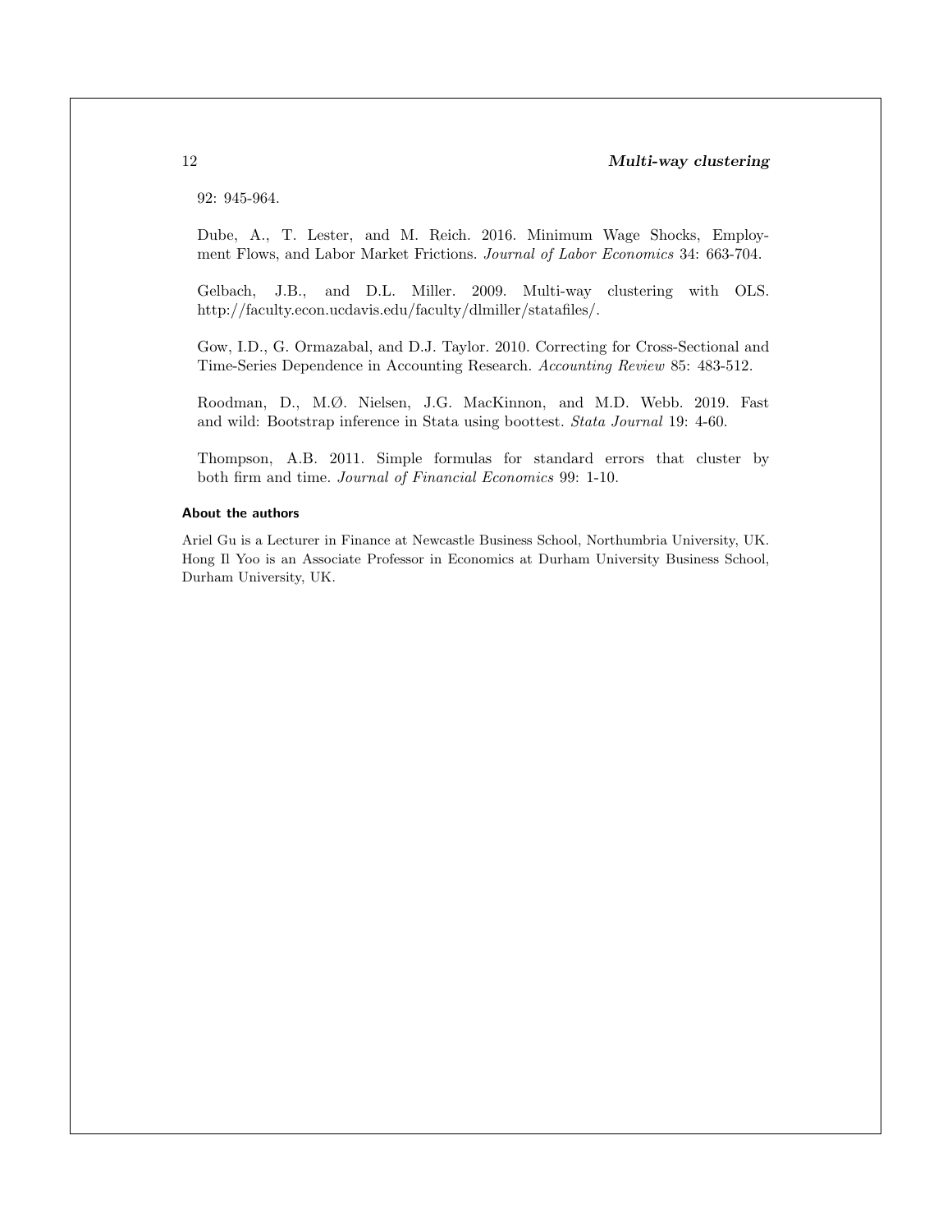92: 945-964.

Dube, A., T. Lester, and M. Reich. 2016. Minimum Wage Shocks, Employment Flows, and Labor Market Frictions. *Journal of Labor Economics* 34: 663-704.

Gelbach, J.B., and D.L. Miller. 2009. Multi-way clustering with OLS. http://faculty.econ.ucdavis.edu/faculty/dlmiller/statafiles/.

Gow, I.D., G. Ormazabal, and D.J. Taylor. 2010. Correcting for Cross-Sectional and Time-Series Dependence in Accounting Research. *Accounting Review* 85: 483-512.

Roodman, D., M.Ø. Nielsen, J.G. MacKinnon, and M.D. Webb. 2019. Fast and wild: Bootstrap inference in Stata using boottest. *Stata Journal* 19: 4-60.

Thompson, A.B. 2011. Simple formulas for standard errors that cluster by both firm and time. *Journal of Financial Economics* 99: 1-10.

### About the authors

Ariel Gu is a Lecturer in Finance at Newcastle Business School, Northumbria University, UK. Hong Il Yoo is an Associate Professor in Economics at Durham University Business School, Durham University, UK.